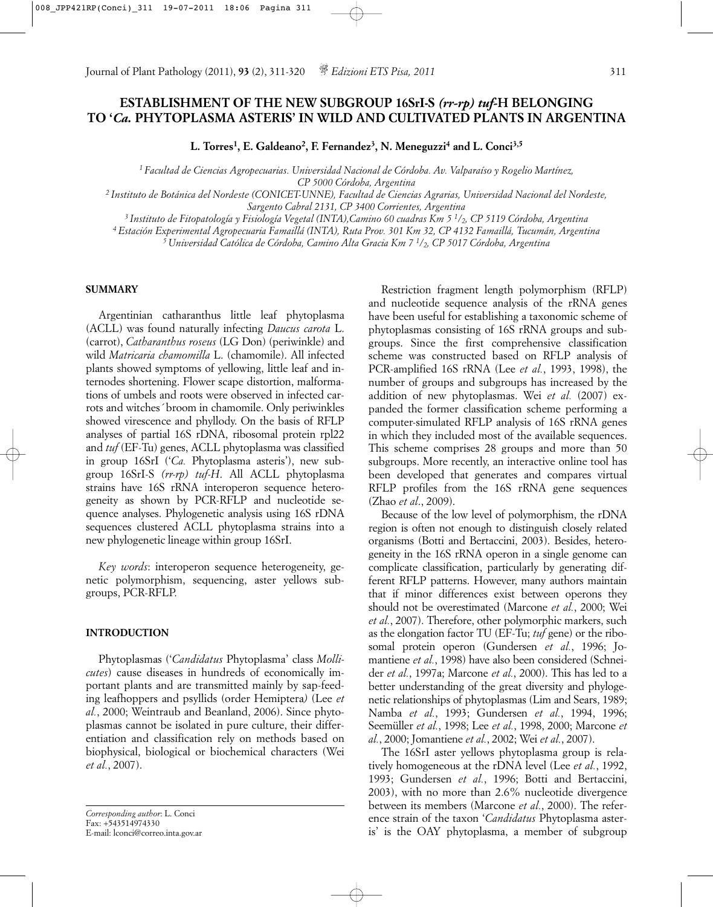# ESTABLISHMENT OF THE NEW SUBGROUP 16SrI-S *(rr-rp) tuf*-H BELONGING TO '*Ca.* PHYTOPLASMA ASTERIS' IN WILD AND CULTIVATED PLANTS IN ARGENTINA

**L. Torres[1], E. Galdeano[2], F. Fernandez[3], N. Meneguzzi[4] and L. Conci[3,5]**

[1] *Facultad de Ciencias Agropecuarias. Universidad Nacional de Córdoba. Av. Valparaíso y Rogelio Martínez, CP 5000 Córdoba, Argentina*

[2] *Instituto de Botánica del Nordeste (CONICET-UNNE), Facultad de Ciencias Agrarias, Universidad Nacional del Nordeste, Sargento Cabral 2131, CP 3400 Corrientes, Argentina*

[3] *Instituto de Fitopatología y Fisiología Vegetal (INTA),Camino 60 cuadras Km 5 1/2, CP 5119 Córdoba, Argentina*

[4] *Estación Experimental Agropecuaria Famaillá (INTA), Ruta Prov. 301 Km 32, CP 4132 Famaillá, Tucumán, Argentina*

[5] *Universidad Católica de Córdoba, Camino Alta Gracia Km 7 1/2, CP 5017 Córdoba, Argentina*

## SUMMARY

Argentinian catharanthus little leaf phytoplasma (ACLL) was found naturally infecting *Daucus carota* L. (carrot), *Catharanthus roseus* (LG Don) (periwinkle) and wild *Matricaria chamomilla* L. (chamomile). All infected plants showed symptoms of yellowing, little leaf and internodes shortening. Flower scape distortion, malformations of umbels and roots were observed in infected carrots and witches´broom in chamomile. Only periwinkles showed virescence and phyllody. On the basis of RFLP analyses of partial 16S rDNA, ribosomal protein rpl22 and *tuf* (EF-Tu) genes, ACLL phytoplasma was classified in group 16SrI ('*Ca.* Phytoplasma asteris'), new subgroup 16SrI-S *(rr-rp) tuf-H*. All ACLL phytoplasma strains have 16S rRNA interoperon sequence heterogeneity as shown by PCR-RFLP and nucleotide sequence analyses. Phylogenetic analysis using 16S rDNA sequences clustered ACLL phytoplasma strains into a new phylogenetic lineage within group 16SrI.

*Key words*: interoperon sequence heterogeneity, genetic polymorphism, sequencing, aster yellows subgroups, PCR-RFLP.

## INTRODUCTION

Phytoplasmas ('*Candidatus* Phytoplasma' class *Mollicutes*) cause diseases in hundreds of economically important plants and are transmitted mainly by sap-feeding leafhoppers and psyllids (order Hemiptera) (Lee *et al.*, 2000; Weintraub and Beanland, 2006). Since phytoplasmas cannot be isolated in pure culture, their differentiation and classification rely on methods based on biophysical, biological or biochemical characters (Wei *et al.*, 2007).

Restriction fragment length polymorphism (RFLP) and nucleotide sequence analysis of the rRNA genes have been useful for establishing a taxonomic scheme of phytoplasmas consisting of 16S rRNA groups and subgroups. Since the first comprehensive classification scheme was constructed based on RFLP analysis of PCR-amplified 16S rRNA (Lee *et al.*, 1993, 1998), the number of groups and subgroups has increased by the addition of new phytoplasmas. Wei *et al.* (2007) expanded the former classification scheme performing a computer-simulated RFLP analysis of 16S rRNA genes in which they included most of the available sequences. This scheme comprises 28 groups and more than 50 subgroups. More recently, an interactive online tool has been developed that generates and compares virtual RFLP profiles from the 16S rRNA gene sequences (Zhao *et al*., 2009).

Because of the low level of polymorphism, the rDNA region is often not enough to distinguish closely related organisms (Botti and Bertaccini, 2003). Besides, heterogeneity in the 16S rRNA operon in a single genome can complicate classification, particularly by generating different RFLP patterns. However, many authors maintain that if minor differences exist between operons they should not be overestimated (Marcone *et al.*, 2000; Wei *et al.*, 2007). Therefore, other polymorphic markers, such as the elongation factor TU (EF-Tu; *tuf* gene) or the ribosomal protein operon (Gundersen *et al.*, 1996; Jomantiene *et al.*, 1998) have also been considered (Schneider *et al.*, 1997a; Marcone *et al.*, 2000). This has led to a better understanding of the great diversity and phylogenetic relationships of phytoplasmas (Lim and Sears, 1989; Namba *et al.*, 1993; Gundersen *et al.*, 1994, 1996; Seemüller *et al.*, 1998; Lee *et al.*, 1998, 2000; Marcone *et al.*, 2000; Jomantiene *et al.*, 2002; Wei *et al.*, 2007).

The 16SrI aster yellows phytoplasma group is relatively homogeneous at the rDNA level (Lee *et al.*, 1992, 1993; Gundersen *et al.*, 1996; Botti and Bertaccini, 2003), with no more than 2.6% nucleotide divergence between its members (Marcone *et al.*, 2000). The reference strain of the taxon '*Candidatus* Phytoplasma asteris' is the OAY phytoplasma, a member of subgroup

*Corresponding author*: L. Conci
Fax: +543514974330
E-mail: lconci@correo.inta.gov.ar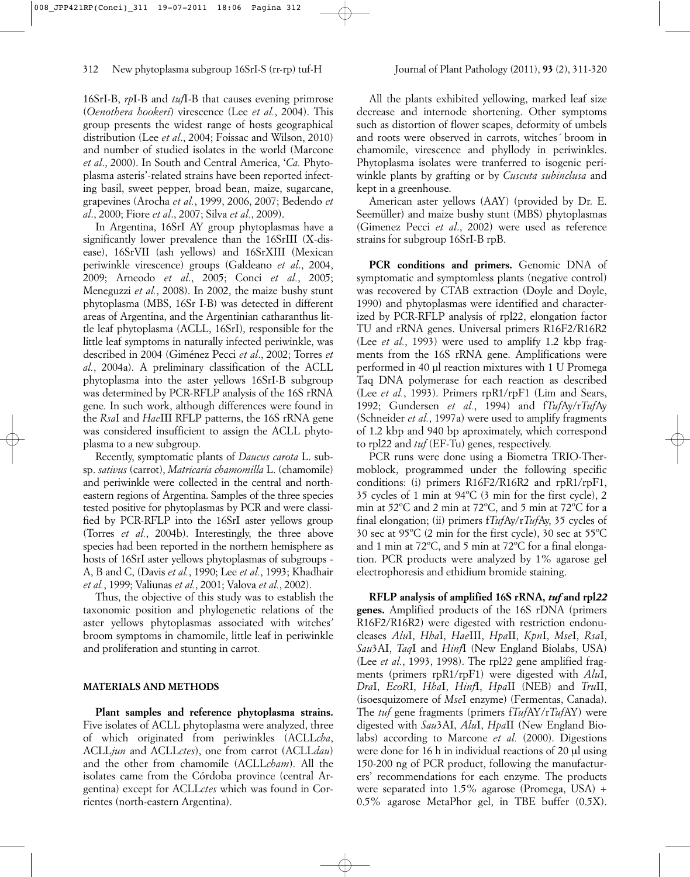16SrI-B, *rp*I-B and *tuf*I-B that causes evening primrose (*Oenothera hookeri*) virescence (Lee *et al.*, 2004). This group presents the widest range of hosts geographical distribution (Lee *et al*., 2004; Foissac and Wilson, 2010) and number of studied isolates in the world (Marcone *et al*., 2000). In South and Central America, '*Ca.* Phytoplasma asteris'-related strains have been reported infecting basil, sweet pepper, broad bean, maize, sugarcane, grapevines (Arocha *et al.*, 1999, 2006, 2007; Bedendo *et al*., 2000; Fiore *et al*., 2007; Silva *et al.*, 2009).

In Argentina, 16SrI AY group phytoplasmas have a significantly lower prevalence than the 16SrIII (X-disease), 16SrVII (ash yellows) and 16SrXIII (Mexican periwinkle virescence) groups (Galdeano *et al*., 2004, 2009; Arneodo *et al*., 2005; Conci *et al*., 2005; Meneguzzi *et al.*, 2008). In 2002, the maize bushy stunt phytoplasma (MBS, 16Sr I-B) was detected in different areas of Argentina, and the Argentinian catharanthus little leaf phytoplasma (ACLL, 16SrI), responsible for the little leaf symptoms in naturally infected periwinkle, was described in 2004 (Giménez Pecci *et al*., 2002; Torres *et al.*, 2004a). A preliminary classification of the ACLL phytoplasma into the aster yellows 16SrI-B subgroup was determined by PCR-RFLP analysis of the 16S rRNA gene. In such work, although differences were found in the *Rsa*I and *Hae*III RFLP patterns, the 16S rRNA gene was considered insufficient to assign the ACLL phytoplasma to a new subgroup.

Recently, symptomatic plants of *Daucus carota* L. subsp. *sativus* (carrot), *Matricaria chamomilla* L. (chamomile) and periwinkle were collected in the central and northeastern regions of Argentina. Samples of the three species tested positive for phytoplasmas by PCR and were classified by PCR-RFLP into the 16SrI aster yellows group (Torres *et al.*, 2004b). Interestingly, the three above species had been reported in the northern hemisphere as hosts of 16SrI aster yellows phytoplasmas of subgroups - A, B and C, (Davis *et al.*, 1990; Lee *et al.*, 1993; Khadhair *et al.*, 1999; Valiunas *et al.*, 2001; Valova *et al.*, 2002).

Thus, the objective of this study was to establish the taxonomic position and phylogenetic relations of the aster yellows phytoplasmas associated with witches' broom symptoms in chamomile, little leaf in periwinkle and proliferation and stunting in carrot.

## MATERIALS AND METHODS

**Plant samples and reference phytoplasma strains.** Five isolates of ACLL phytoplasma were analyzed, three of which originated from periwinkles (ACLL*cba*, ACLL*jun* and ACLL*ctes*), one from carrot (ACLL*dau*) and the other from chamomile (ACLL*cham*). All the isolates came from the Córdoba province (central Argentina) except for ACLL*ctes* which was found in Corrientes (north-eastern Argentina).

All the plants exhibited yellowing, marked leaf size decrease and internode shortening. Other symptoms such as distortion of flower scapes, deformity of umbels and roots were observed in carrots, witches´ broom in chamomile, virescence and phyllody in periwinkles. Phytoplasma isolates were tranferred to isogenic periwinkle plants by grafting or by *Cuscuta subinclusa* and kept in a greenhouse.

American aster yellows (AAY) (provided by Dr. E. Seemüller) and maize bushy stunt (MBS) phytoplasmas (Gimenez Pecci *et al*., 2002) were used as reference strains for subgroup 16SrI-B rpB.

**PCR conditions and primers.** Genomic DNA of symptomatic and symptomless plants (negative control) was recovered by CTAB extraction (Doyle and Doyle, 1990) and phytoplasmas were identified and characterized by PCR-RFLP analysis of rpl22, elongation factor TU and rRNA genes. Universal primers R16F2/R16R2 (Lee *et al.*, 1993) were used to amplify 1.2 kbp fragments from the 16S rRNA gene. Amplifications were performed in 40 µl reaction mixtures with 1 U Promega Taq DNA polymerase for each reaction as described (Lee *et al.*, 1993). Primers rpR1/rpF1 (Lim and Sears, 1992; Gundersen *et al.*, 1994) and f*Tuf*Ay/r*Tuf*Ay (Schneider *et al.*, 1997a) were used to amplify fragments of 1.2 kbp and 940 bp aproximately, which correspond to rpl22 and *tuf* (EF-Tu) genes, respectively.

PCR runs were done using a Biometra TRIO-Thermoblock, programmed under the following specific conditions: (i) primers R16F2/R16R2 and rpR1/rpF1, 35 cycles of 1 min at 94ºC (3 min for the first cycle), 2 min at 52ºC and 2 min at 72ºC, and 5 min at 72ºC for a final elongation; (ii) primers f*Tuf*Ay/r*Tuf*Ay, 35 cycles of 30 sec at 95ºC (2 min for the first cycle), 30 sec at 55ºC and 1 min at 72ºC, and 5 min at 72ºC for a final elongation. PCR products were analyzed by 1% agarose gel electrophoresis and ethidium bromide staining.

**RFLP analysis of amplified 16S rRNA, *tuf* and rpl*22* genes.** Amplified products of the 16S rDNA (primers R16F2/R16R2) were digested with restriction endonucleases *Alu*I, *Hha*I, *Hae*III, *Hpa*II, *Kpn*I, *Mse*I, *Rsa*I, *Sau*3AI, *Taq*I and *Hinf*I (New England Biolabs, USA) (Lee *et al.*, 1993, 1998). The rpl*22* gene amplified fragments (primers rpR1/rpF1) were digested with *Alu*I, *Dra*I, *EcoR*I, *Hha*I, *Hinf*I, *Hpa*II (NEB) and *Tru*II, (isoesquizomere of *Mse*I enzyme) (Fermentas, Canada). The *tuf* gene fragments (primers f*Tuf*AY/r*Tuf*AY) were digested with *Sau*3AI, *Alu*I, *Hpa*II (New England Biolabs) according to Marcone *et al.* (2000). Digestions were done for 16 h in individual reactions of 20 µl using 150-200 ng of PCR product, following the manufacturers' recommendations for each enzyme. The products were separated into 1.5% agarose (Promega, USA) + 0.5% agarose MetaPhor gel, in TBE buffer (0.5X).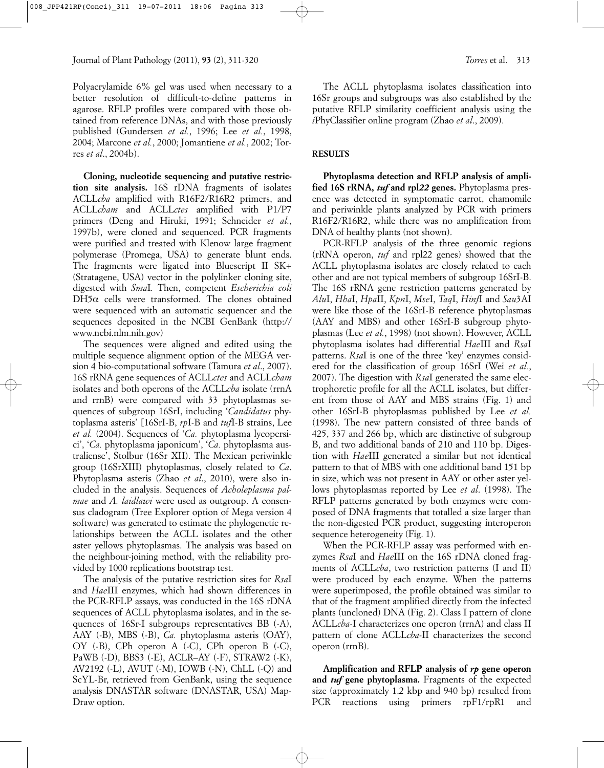Polyacrylamide 6% gel was used when necessary to a better resolution of difficult-to-define patterns in agarose. RFLP profiles were compared with those obtained from reference DNAs, and with those previously published (Gundersen *et al.*, 1996; Lee *et al.*, 1998, 2004; Marcone *et al.*, 2000; Jomantiene *et al.*, 2002; Torres *et al*., 2004b).

**Cloning, nucleotide sequencing and putative restriction site analysis.** 16S rDNA fragments of isolates ACLL*cba* amplified with R16F2/R16R2 primers, and ACLL*cham* and ACLL*ctes* amplified with P1/P7 primers (Deng and Hiruki, 1991; Schneider *et al.*, 1997b), were cloned and sequenced. PCR fragments were purified and treated with Klenow large fragment polymerase (Promega, USA) to generate blunt ends. The fragments were ligated into Bluescript II SK+ (Stratagene, USA) vector in the polylinker cloning site, digested with *Sma*I. Then, competent *Escherichia coli* DH5α cells were transformed. The clones obtained were sequenced with an automatic sequencer and the sequences deposited in the NCBI GenBank (http://www.ncbi.nlm.nih.gov)

The sequences were aligned and edited using the multiple sequence alignment option of the MEGA version 4 bio-computational software (Tamura *et al*., 2007). 16S rRNA gene sequences of ACLL*ctes* and ACLL*cham* isolates and both operons of the ACLL*cba* isolate (rrnA and rrnB) were compared with 33 phytoplasmas sequences of subgroup 16SrI, including '*Candidatus* phytoplasma asteris' [16SrI-B, *rp*I-B and *tuf*I-B strains, Lee *et al.* (2004). Sequences of '*Ca.* phytoplasma lycopersici', '*Ca.* phytoplasma japonicum', '*Ca.* phytoplasma australiense', Stolbur (16Sr XII). The Mexican periwinkle group (16SrXIII) phytoplasmas, closely related to *Ca*. Phytoplasma asteris (Zhao *et al*., 2010), were also included in the analysis. Sequences of *Acholeplasma palmae* and *A. laidlawi* were used as outgroup. A consensus cladogram (Tree Explorer option of Mega version 4 software) was generated to estimate the phylogenetic relationships between the ACLL isolates and the other aster yellows phytoplasmas. The analysis was based on the neighbour-joining method, with the reliability provided by 1000 replications bootstrap test.

The analysis of the putative restriction sites for *Rsa*I and *Hae*III enzymes, which had shown differences in the PCR-RFLP assays, was conducted in the 16S rDNA sequences of ACLL phytoplasma isolates, and in the sequences of 16Sr-I subgroups representatives BB (-A), AAY (-B), MBS (-B), *Ca.* phytoplasma asteris (OAY), OY (-B), CPh operon A (-C), CPh operon B (-C), PaWB (-D), BBS3 (-E), ACLR–AY (-F), STRAW2 (-K), AV2192 (-L), AVUT (-M), IOWB (-N), ChLL (-Q) and ScYL-Br, retrieved from GenBank, using the sequence analysis DNASTAR software (DNASTAR, USA) Map-Draw option.

The ACLL phytoplasma isolates classification into 16Sr groups and subgroups was also established by the putative RFLP similarity coefficient analysis using the *i*PhyClassifier online program (Zhao *et al*., 2009).

## RESULTS

**Phytoplasma detection and RFLP analysis of amplified 16S rRNA, *tuf* and rpl*22* genes.** Phytoplasma presence was detected in symptomatic carrot, chamomile and periwinkle plants analyzed by PCR with primers R16F2/R16R2, while there was no amplification from DNA of healthy plants (not shown).

PCR-RFLP analysis of the three genomic regions (rRNA operon, *tuf* and rpl22 genes) showed that the ACLL phytoplasma isolates are closely related to each other and are not typical members of subgroup 16SrI-B. The 16S rRNA gene restriction patterns generated by *Alu*I, *Hha*I, *Hpa*II, *Kpn*I, *Mse*I, *Taq*I, *Hinf*I and *Sau*3AI were like those of the 16SrI-B reference phytoplasmas (AAY and MBS) and other 16SrI-B subgroup phytoplasmas (Lee *et al.*, 1998) (not shown). However, ACLL phytoplasma isolates had differential *Hae*III and *Rsa*I patterns. *Rsa*I is one of the three 'key' enzymes considered for the classification of group 16SrI (Wei *et al.*, 2007). The digestion with *Rsa*I generated the same electrophoretic profile for all the ACLL isolates, but different from those of AAY and MBS strains (Fig. 1) and other 16SrI-B phytoplasmas published by Lee *et al.* (1998). The new pattern consisted of three bands of 425, 337 and 266 bp, which are distinctive of subgroup B, and two additional bands of 210 and 110 bp. Digestion with *Hae*III generated a similar but not identical pattern to that of MBS with one additional band 151 bp in size, which was not present in AAY or other aster yellows phytoplasmas reported by Lee *et al*. (1998). The RFLP patterns generated by both enzymes were composed of DNA fragments that totalled a size larger than the non-digested PCR product, suggesting interoperon sequence heterogeneity (Fig. 1).

When the PCR-RFLP assay was performed with enzymes *Rsa*I and *Hae*III on the 16S rDNA cloned fragments of ACLL*cba*, two restriction patterns (I and II) were produced by each enzyme. When the patterns were superimposed, the profile obtained was similar to that of the fragment amplified directly from the infected plants (uncloned) DNA (Fig. 2). Class I pattern of clone ACLL*cba*-I characterizes one operon (rrnA) and class II pattern of clone ACLL*cba*-II characterizes the second operon (rrnB).

**Amplification and RFLP analysis of *rp* gene operon and *tuf* gene phytoplasma.** Fragments of the expected size (approximately 1.2 kbp and 940 bp) resulted from PCR reactions using primers rpF1/rpR1 and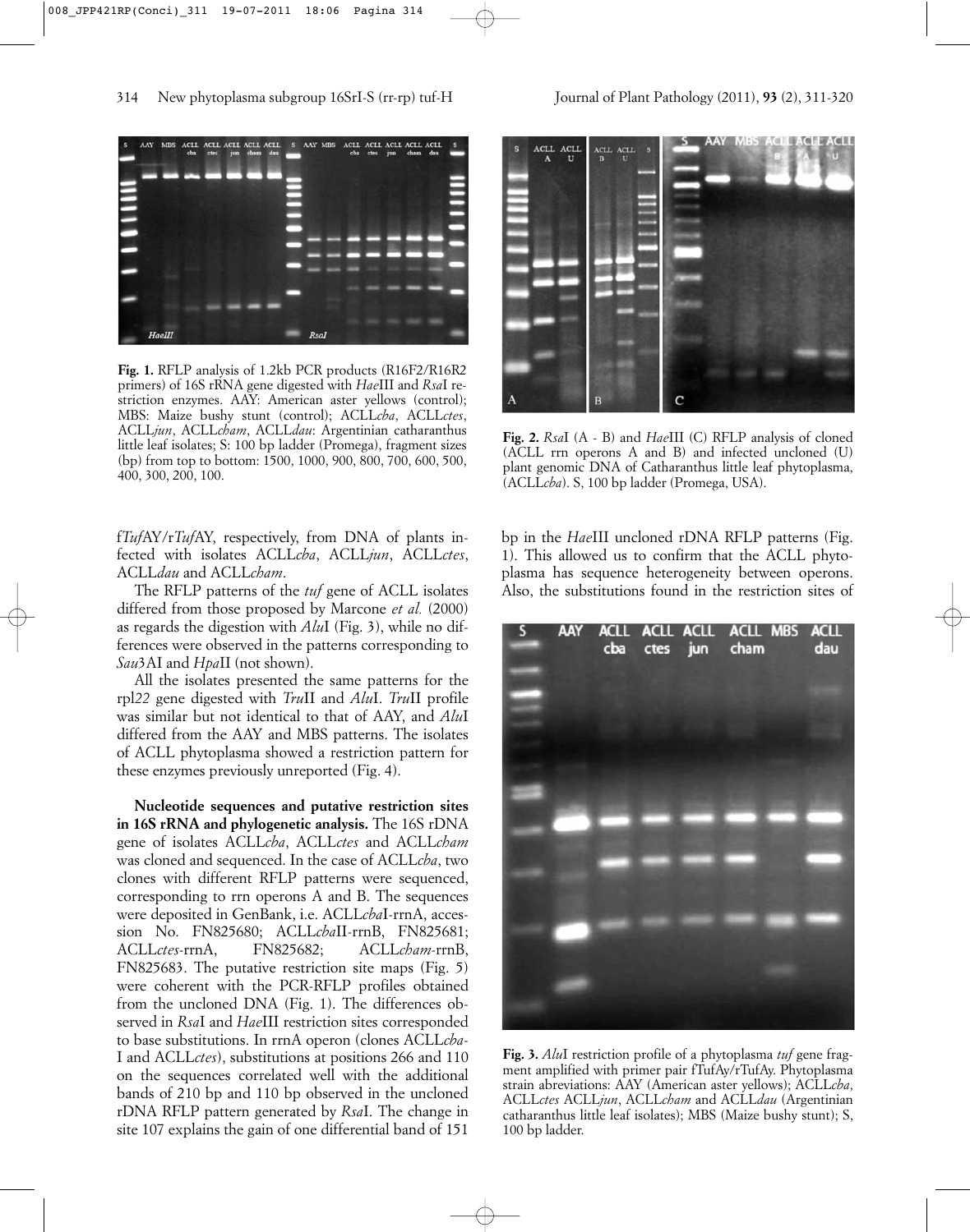**Fig. 1.** RFLP analysis of 1.2kb PCR products (R16F2/R16R2 primers) of 16S rRNA gene digested with *Hae*III and *Rsa*I restriction enzymes. AAY: American aster yellows (control); MBS: Maize bushy stunt (control); ACLL*cba*, ACLL*ctes*, ACLL*jun*, ACLL*cham*, ACLL*dau*: Argentinian catharanthus little leaf isolates; S: 100 bp ladder (Promega), fragment sizes (bp) from top to bottom: 1500, 1000, 900, 800, 700, 600, 500, 400, 300, 200, 100.

**Fig. 2.** *Rsa*I (A - B) and *Hae*III (C) RFLP analysis of cloned (ACLL rrn operons A and B) and infected uncloned (U) plant genomic DNA of Catharanthus little leaf phytoplasma, (ACLL*cba*). S, 100 bp ladder (Promega, USA).

f*Tuf*AY/r*Tuf*AY, respectively, from DNA of plants infected with isolates ACLL*cba*, ACLL*jun*, ACLL*ctes*, ACLL*dau* and ACLL*cham*.

The RFLP patterns of the *tuf* gene of ACLL isolates differed from those proposed by Marcone *et al.* (2000) as regards the digestion with *Alu*I (Fig. 3), while no differences were observed in the patterns corresponding to *Sau*3AI and *Hpa*II (not shown).

All the isolates presented the same patterns for the rpl*22* gene digested with *Tru*II and *Alu*I. *Tru*II profile was similar but not identical to that of AAY, and *Alu*I differed from the AAY and MBS patterns. The isolates of ACLL phytoplasma showed a restriction pattern for these enzymes previously unreported (Fig. 4).

**Nucleotide sequences and putative restriction sites in 16S rRNA and phylogenetic analysis.** The 16S rDNA gene of isolates ACLL*cba*, ACLL*ctes* and ACLL*cham* was cloned and sequenced. In the case of ACLL*cba*, two clones with different RFLP patterns were sequenced, corresponding to rrn operons A and B. The sequences were deposited in GenBank, i.e. ACLL*cba*I-rrnA, accession No. FN825680; ACLL*cba*II-rrnB, FN825681; ACLL*ctes*-rrnA, FN825682; ACLL*cham*-rrnB, FN825683. The putative restriction site maps (Fig. 5) were coherent with the PCR-RFLP profiles obtained from the uncloned DNA (Fig. 1). The differences observed in *Rsa*I and *Hae*III restriction sites corresponded to base substitutions. In rrnA operon (clones ACLL*cba*-I and ACLL*ctes*), substitutions at positions 266 and 110 on the sequences correlated well with the additional bands of 210 bp and 110 bp observed in the uncloned rDNA RFLP pattern generated by *Rsa*I. The change in site 107 explains the gain of one differential band of 151 bp in the *Hae*III uncloned rDNA RFLP patterns (Fig. 1). This allowed us to confirm that the ACLL phytoplasma has sequence heterogeneity between operons. Also, the substitutions found in the restriction sites of

**Fig. 3.** *Alu*I restriction profile of a phytoplasma *tuf* gene fragment amplified with primer pair fTufAy/rTufAy. Phytoplasma strain abreviations: AAY (American aster yellows); ACLL*cba*, ACLL*ctes* ACLL*jun*, ACLL*cham* and ACLL*dau* (Argentinian catharanthus little leaf isolates); MBS (Maize bushy stunt); S, 100 bp ladder.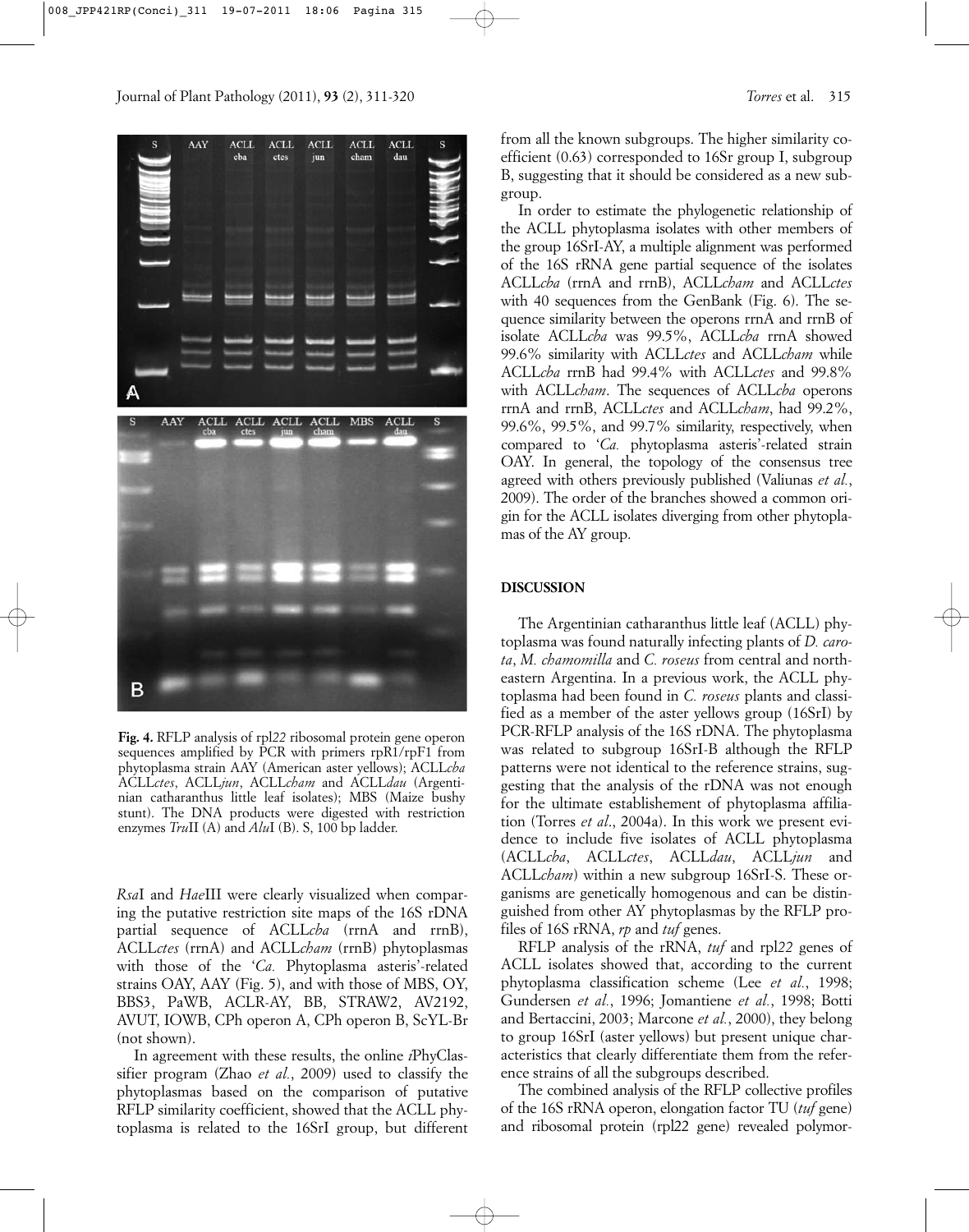**Fig. 4.** RFLP analysis of rpl*22* ribosomal protein gene operon sequences amplified by PCR with primers rpR1/rpF1 from phytoplasma strain AAY (American aster yellows); ACLL*cba* ACLL*ctes*, ACLL*jun*, ACLL*cham* and ACLL*dau* (Argentinian catharanthus little leaf isolates); MBS (Maize bushy stunt). The DNA products were digested with restriction enzymes *Tru*II (A) and *Alu*I (B). S, 100 bp ladder.

*Rsa*I and *Hae*III were clearly visualized when comparing the putative restriction site maps of the 16S rDNA partial sequence of ACLL*cba* (rrnA and rrnB), ACLL*ctes* (rrnA) and ACLL*cham* (rrnB) phytoplasmas with those of the '*Ca.* Phytoplasma asteris'-related strains OAY, AAY (Fig. 5), and with those of MBS, OY, BBS3, PaWB, ACLR-AY, BB, STRAW2, AV2192, AVUT, IOWB, CPh operon A, CPh operon B, ScYL-Br (not shown).

In agreement with these results, the online *i*PhyClassifier program (Zhao *et al.*, 2009) used to classify the phytoplasmas based on the comparison of putative RFLP similarity coefficient, showed that the ACLL phytoplasma is related to the 16SrI group, but different from all the known subgroups. The higher similarity coefficient (0.63) corresponded to 16Sr group I, subgroup B, suggesting that it should be considered as a new subgroup.

In order to estimate the phylogenetic relationship of the ACLL phytoplasma isolates with other members of the group 16SrI-AY, a multiple alignment was performed of the 16S rRNA gene partial sequence of the isolates ACLL*cba* (rrnA and rrnB), ACLL*cham* and ACLL*ctes* with 40 sequences from the GenBank (Fig. 6). The sequence similarity between the operons rrnA and rrnB of isolate ACLL*cba* was 99.5%, ACLL*cba* rrnA showed 99.6% similarity with ACLL*ctes* and ACLL*cham* while ACLL*cba* rrnB had 99.4% with ACLL*ctes* and 99.8% with ACLL*cham*. The sequences of ACLL*cba* operons rrnA and rrnB, ACLL*ctes* and ACLL*cham*, had 99.2%, 99.6%, 99.5%, and 99.7% similarity, respectively, when compared to '*Ca.* phytoplasma asteris'-related strain OAY. In general, the topology of the consensus tree agreed with others previously published (Valiunas *et al.*, 2009). The order of the branches showed a common origin for the ACLL isolates diverging from other phytoplasmas of the AY group.

## DISCUSSION

The Argentinian catharanthus little leaf (ACLL) phytoplasma was found naturally infecting plants of *D. carota*, *M. chamomilla* and *C. roseus* from central and northeastern Argentina. In a previous work, the ACLL phytoplasma had been found in *C. roseus* plants and classified as a member of the aster yellows group (16SrI) by PCR-RFLP analysis of the 16S rDNA. The phytoplasma was related to subgroup 16SrI-B although the RFLP patterns were not identical to the reference strains, suggesting that the analysis of the rDNA was not enough for the ultimate establishement of phytoplasma affiliation (Torres *et al*., 2004a). In this work we present evidence to include five isolates of ACLL phytoplasma (ACLL*cba*, ACLL*ctes*, ACLL*dau*, ACLL*jun* and ACLL*cham*) within a new subgroup 16SrI-S. These organisms are genetically homogenous and can be distinguished from other AY phytoplasmas by the RFLP profiles of 16S rRNA, *rp* and *tuf* genes.

RFLP analysis of the rRNA, *tuf* and rpl*22* genes of ACLL isolates showed that, according to the current phytoplasma classification scheme (Lee *et al.*, 1998; Gundersen *et al.*, 1996; Jomantiene *et al.*, 1998; Botti and Bertaccini, 2003; Marcone *et al.*, 2000), they belong to group 16SrI (aster yellows) but present unique characteristics that clearly differentiate them from the reference strains of all the subgroups described.

The combined analysis of the RFLP collective profiles of the 16S rRNA operon, elongation factor TU (*tuf* gene) and ribosomal protein (rpl22 gene) revealed polymor-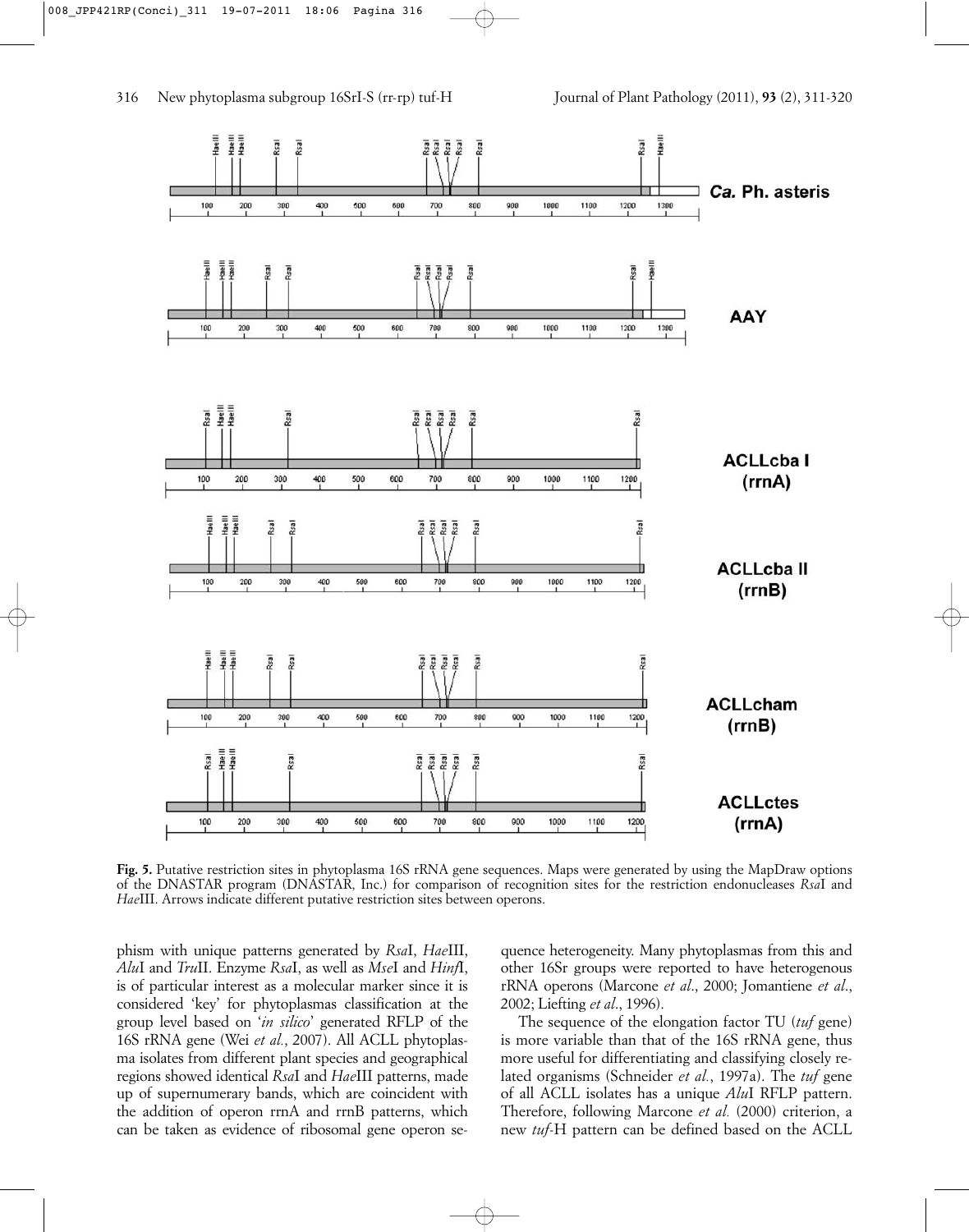**Fig. 5.** Putative restriction sites in phytoplasma 16S rRNA gene sequences. Maps were generated by using the MapDraw options of the DNASTAR program (DNASTAR, Inc.) for comparison of recognition sites for the restriction endonucleases *Rsa*I and *Hae*III. Arrows indicate different putative restriction sites between operons.

phism with unique patterns generated by *Rsa*I, *Hae*III, *Alu*I and *Tru*II. Enzyme *Rsa*I, as well as *Mse*I and *Hinf*I, is of particular interest as a molecular marker since it is considered 'key' for phytoplasmas classification at the group level based on '*in silico*' generated RFLP of the 16S rRNA gene (Wei *et al.*, 2007). All ACLL phytoplasma isolates from different plant species and geographical regions showed identical *Rsa*I and *Hae*III patterns, made up of supernumerary bands, which are coincident with the addition of operon rrnA and rrnB patterns, which can be taken as evidence of ribosomal gene operon sequence heterogeneity. Many phytoplasmas from this and other 16Sr groups were reported to have heterogenous rRNA operons (Marcone *et al.*, 2000; Jomantiene *et al.*, 2002; Liefting *et al.*, 1996).

The sequence of the elongation factor TU (*tuf* gene) is more variable than that of the 16S rRNA gene, thus more useful for differentiating and classifying closely related organisms (Schneider *et al.*, 1997a). The *tuf* gene of all ACLL isolates has a unique *Alu*I RFLP pattern. Therefore, following Marcone *et al.* (2000) criterion, a new *tuf*-H pattern can be defined based on the ACLL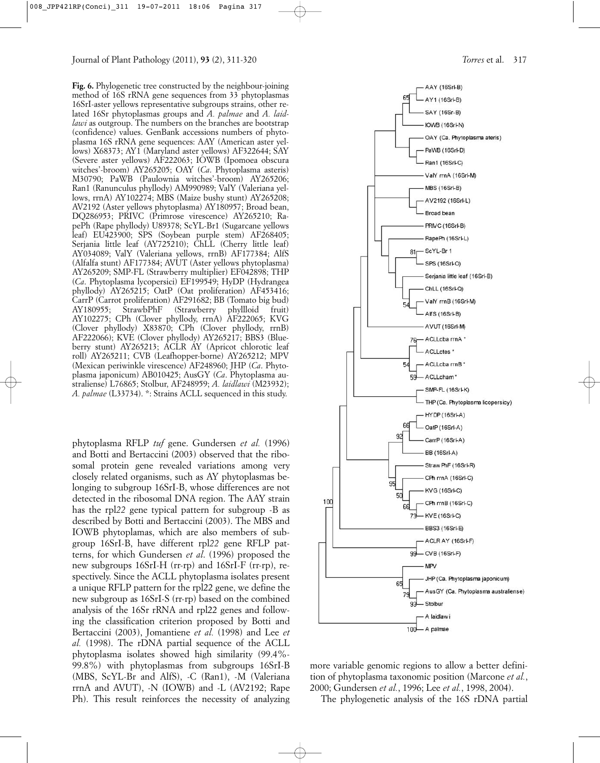**Fig. 6.** Phylogenetic tree constructed by the neighbour-joining method of 16S rRNA gene sequences from 33 phytoplasmas 16SrI-aster yellows representative subgroups strains, other related 16Sr phytoplasmas groups and *A. palmae* and *A. laidlawi* as outgroup. The numbers on the branches are bootstrap (confidence) values. GenBank accessions numbers of phytoplasma 16S rRNA gene sequences: AAY (American aster yellows) X68373; AY1 (Maryland aster yellows) AF322644; SAY (Severe aster yellows) AF222063; IOWB (Ipomoea obscura witches'-broom) AY265205; OAY (*Ca*. Phytoplasma asteris) M30790; PaWB (Paulownia witches'-broom) AY265206; Ran1 (Ranunculus phyllody) AM990989; ValY (Valeriana yellows, rrnA) AY102274; MBS (Maize bushy stunt) AY265208; AV2192 (Aster yellows phytoplasma) AY180957; Broad bean, DQ286953; PRIVC (Primrose virescence) AY265210; RapePh (Rape phyllody) U89378; ScYL-Br1 (Sugarcane yellows leaf) EU423900; SPS (Soybean purple stem) AF268405; Serjania little leaf (AY725210); ChLL (Cherry little leaf) AY034089; ValY (Valeriana yellows, rrnB) AF177384; AlfS (Alfalfa stunt) AF177384; AVUT (Aster yellows phytoplasma) AY265209; SMP-FL (Strawberry multiplier) EF042898; THP (*Ca*. Phytoplasma lycopersici) EF199549; HyDP (Hydrangea phyllody) AY265215; OatP (Oat proliferation) AF453416; CarrP (Carrot proliferation) AF291682; BB (Tomato big bud) AY180955; StrawbPhF (Strawberry phyllloid fruit) AY102275; CPh (Clover phyllody, rrnA) AF222065; KVG (Clover phyllody) X83870; CPh (Clover phyllody, rrnB) AF222066; KVE (Clover phyllody) AY265217; BBS3 (Blueberry stunt) AY265213; ACLR AY (Apricot chlorotic leaf roll) AY265211; CVB (Leafhopper-borne) AY265212; MPV (Mexican periwinkle virescence) AF248960; JHP (*Ca*. Phytoplasma japonicum) AB010425; AusGY (*Ca*. Phytoplasma australiense) L76865; Stolbur, AF248959; *A. laidlawi* (M23932); *A. palmae* (L33734). *: Strains ACLL sequenced in this study.

phytoplasma RFLP *tuf* gene. Gundersen *et al.* (1996) and Botti and Bertaccini (2003) observed that the ribosomal protein gene revealed variations among very closely related organisms, such as AY phytoplasmas belonging to subgroup 16SrI-B, whose differences are not detected in the ribosomal DNA region. The AAY strain has the rpl*22* gene typical pattern for subgroup -B as described by Botti and Bertaccini (2003). The MBS and IOWB phytoplamas, which are also members of subgroup 16SrI-B, have different rpl*22* gene RFLP patterns, for which Gundersen *et al*. (1996) proposed the new subgroups 16SrI-H (rr-rp) and 16SrI-F (rr-rp), respectively. Since the ACLL phytoplasma isolates present a unique RFLP pattern for the rpl22 gene, we define the new subgroup as 16SrI-S (rr-rp) based on the combined analysis of the 16Sr rRNA and rpl22 genes and following the classification criterion proposed by Botti and Bertaccini (2003), Jomantiene *et al.* (1998) and Lee *et al.* (1998). The rDNA partial sequence of the ACLL phytoplasma isolates showed high similarity (99.4%-99.8%) with phytoplasmas from subgroups 16SrI-B (MBS, ScYL-Br and AlfS), -C (Ran1), -M (Valeriana rrnA and AVUT), -N (IOWB) and -L (AV2192; Rape Ph). This result reinforces the necessity of analyzing more variable genomic regions to allow a better definition of phytoplasma taxonomic position (Marcone *et al.*, 2000; Gundersen *et al.*, 1996; Lee *et al.*, 1998, 2004).

The phylogenetic analysis of the 16S rDNA partial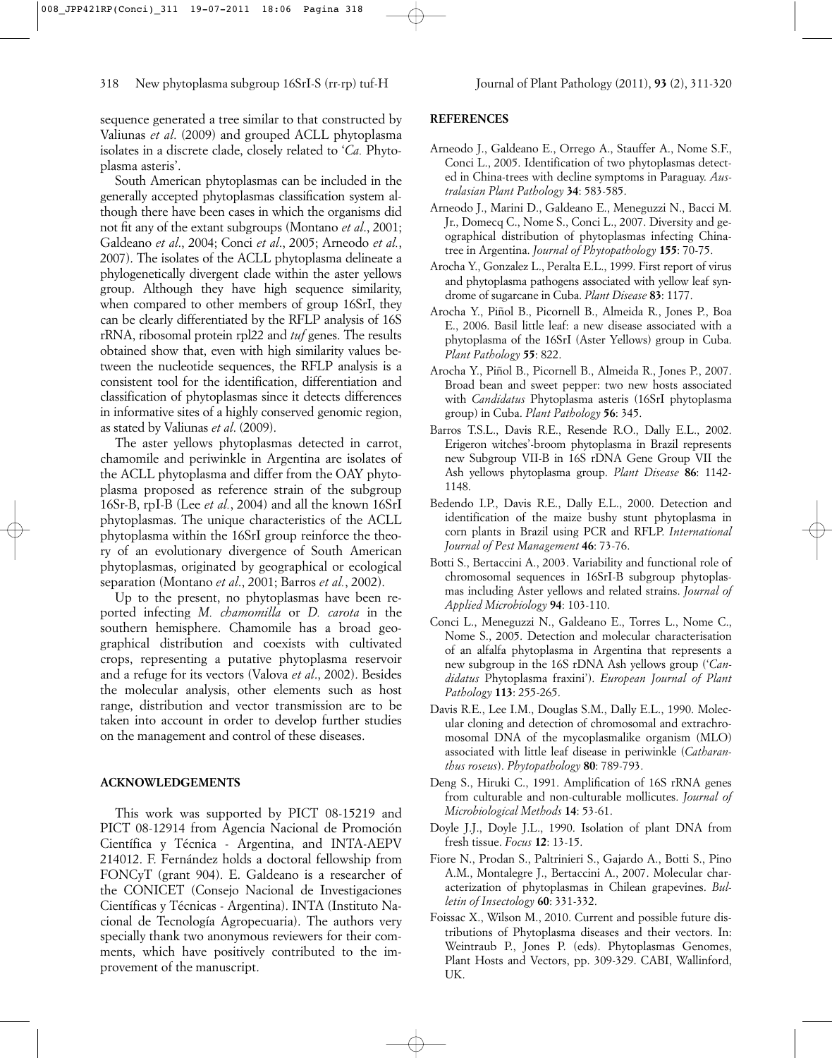sequence generated a tree similar to that constructed by Valiunas *et al*. (2009) and grouped ACLL phytoplasma isolates in a discrete clade, closely related to '*Ca.* Phytoplasma asteris'.

South American phytoplasmas can be included in the generally accepted phytoplasmas classification system although there have been cases in which the organisms did not fit any of the extant subgroups (Montano *et al*., 2001; Galdeano *et al*., 2004; Conci *et al*., 2005; Arneodo *et al.*, 2007). The isolates of the ACLL phytoplasma delineate a phylogenetically divergent clade within the aster yellows group. Although they have high sequence similarity, when compared to other members of group 16SrI, they can be clearly differentiated by the RFLP analysis of 16S rRNA, ribosomal protein rpl22 and *tuf* genes. The results obtained show that, even with high similarity values between the nucleotide sequences, the RFLP analysis is a consistent tool for the identification, differentiation and classification of phytoplasmas since it detects differences in informative sites of a highly conserved genomic region, as stated by Valiunas *et al*. (2009).

The aster yellows phytoplasmas detected in carrot, chamomile and periwinkle in Argentina are isolates of the ACLL phytoplasma and differ from the OAY phytoplasma proposed as reference strain of the subgroup 16Sr-B, rpI-B (Lee *et al.*, 2004) and all the known 16SrI phytoplasmas. The unique characteristics of the ACLL phytoplasma within the 16SrI group reinforce the theory of an evolutionary divergence of South American phytoplasmas, originated by geographical or ecological separation (Montano *et al*., 2001; Barros *et al.*, 2002).

Up to the present, no phytoplasmas have been reported infecting *M. chamomilla* or *D. carota* in the southern hemisphere. Chamomile has a broad geographical distribution and coexists with cultivated crops, representing a putative phytoplasma reservoir and a refuge for its vectors (Valova *et al*., 2002). Besides the molecular analysis, other elements such as host range, distribution and vector transmission are to be taken into account in order to develop further studies on the management and control of these diseases.

## ACKNOWLEDGEMENTS

This work was supported by PICT 08-15219 and PICT 08-12914 from Agencia Nacional de Promoción Científica y Técnica - Argentina, and INTA-AEPV 214012. F. Fernández holds a doctoral fellowship from FONCyT (grant 904). E. Galdeano is a researcher of the CONICET (Consejo Nacional de Investigaciones Científicas y Técnicas - Argentina). INTA (Instituto Nacional de Tecnología Agropecuaria). The authors very specially thank two anonymous reviewers for their comments, which have positively contributed to the improvement of the manuscript.

## REFERENCES

Arneodo J., Galdeano E., Orrego A., Stauffer A., Nome S.F., Conci L., 2005. Identification of two phytoplasmas detected in China-trees with decline symptoms in Paraguay. *Australasian Plant Pathology* **34**: 583-585.

Arneodo J., Marini D., Galdeano E., Meneguzzi N., Bacci M. Jr., Domecq C., Nome S., Conci L., 2007. Diversity and geographical distribution of phytoplasmas infecting Chinatree in Argentina. *Journal of Phytopathology* **155**: 70-75.

Arocha Y., Gonzalez L., Peralta E.L., 1999. First report of virus and phytoplasma pathogens associated with yellow leaf syndrome of sugarcane in Cuba. *Plant Disease* **83**: 1177.

Arocha Y., Piñol B., Picornell B., Almeida R., Jones P., Boa E., 2006. Basil little leaf: a new disease associated with a phytoplasma of the 16SrI (Aster Yellows) group in Cuba. *Plant Pathology* **55**: 822.

Arocha Y., Piñol B., Picornell B., Almeida R., Jones P., 2007. Broad bean and sweet pepper: two new hosts associated with *Candidatus* Phytoplasma asteris (16SrI phytoplasma group) in Cuba. *Plant Pathology* **56**: 345.

Barros T.S.L., Davis R.E., Resende R.O., Dally E.L., 2002. Erigeron witches'-broom phytoplasma in Brazil represents new Subgroup VII-B in 16S rDNA Gene Group VII the Ash yellows phytoplasma group. *Plant Disease* **86**: 1142-1148.

Bedendo I.P., Davis R.E., Dally E.L., 2000. Detection and identification of the maize bushy stunt phytoplasma in corn plants in Brazil using PCR and RFLP. *International Journal of Pest Management* **46**: 73-76.

Botti S., Bertaccini A., 2003. Variability and functional role of chromosomal sequences in 16SrI-B subgroup phytoplasmas including Aster yellows and related strains. *Journal of Applied Microbiology* **94**: 103-110.

Conci L., Meneguzzi N., Galdeano E., Torres L., Nome C., Nome S., 2005. Detection and molecular characterisation of an alfalfa phytoplasma in Argentina that represents a new subgroup in the 16S rDNA Ash yellows group ('*Candidatus* Phytoplasma fraxini'). *European Journal of Plant Pathology* **113**: 255-265.

Davis R.E., Lee I.M., Douglas S.M., Dally E.L., 1990. Molecular cloning and detection of chromosomal and extrachromosomal DNA of the mycoplasmalike organism (MLO) associated with little leaf disease in periwinkle (*Catharanthus roseus*). *Phytopathology* **80**: 789-793.

Deng S., Hiruki C., 1991. Amplification of 16S rRNA genes from culturable and non-culturable mollicutes. *Journal of Microbiological Methods* **14**: 53-61.

Doyle J.J., Doyle J.L., 1990. Isolation of plant DNA from fresh tissue. *Focus* **12**: 13-15.

Fiore N., Prodan S., Paltrinieri S., Gajardo A., Botti S., Pino A.M., Montalegre J., Bertaccini A., 2007. Molecular characterization of phytoplasmas in Chilean grapevines. *Bulletin of Insectology* **60**: 331-332.

Foissac X., Wilson M., 2010. Current and possible future distributions of Phytoplasma diseases and their vectors. In: Weintraub P., Jones P. (eds). Phytoplasmas Genomes, Plant Hosts and Vectors, pp. 309-329. CABI, Wallinford, UK.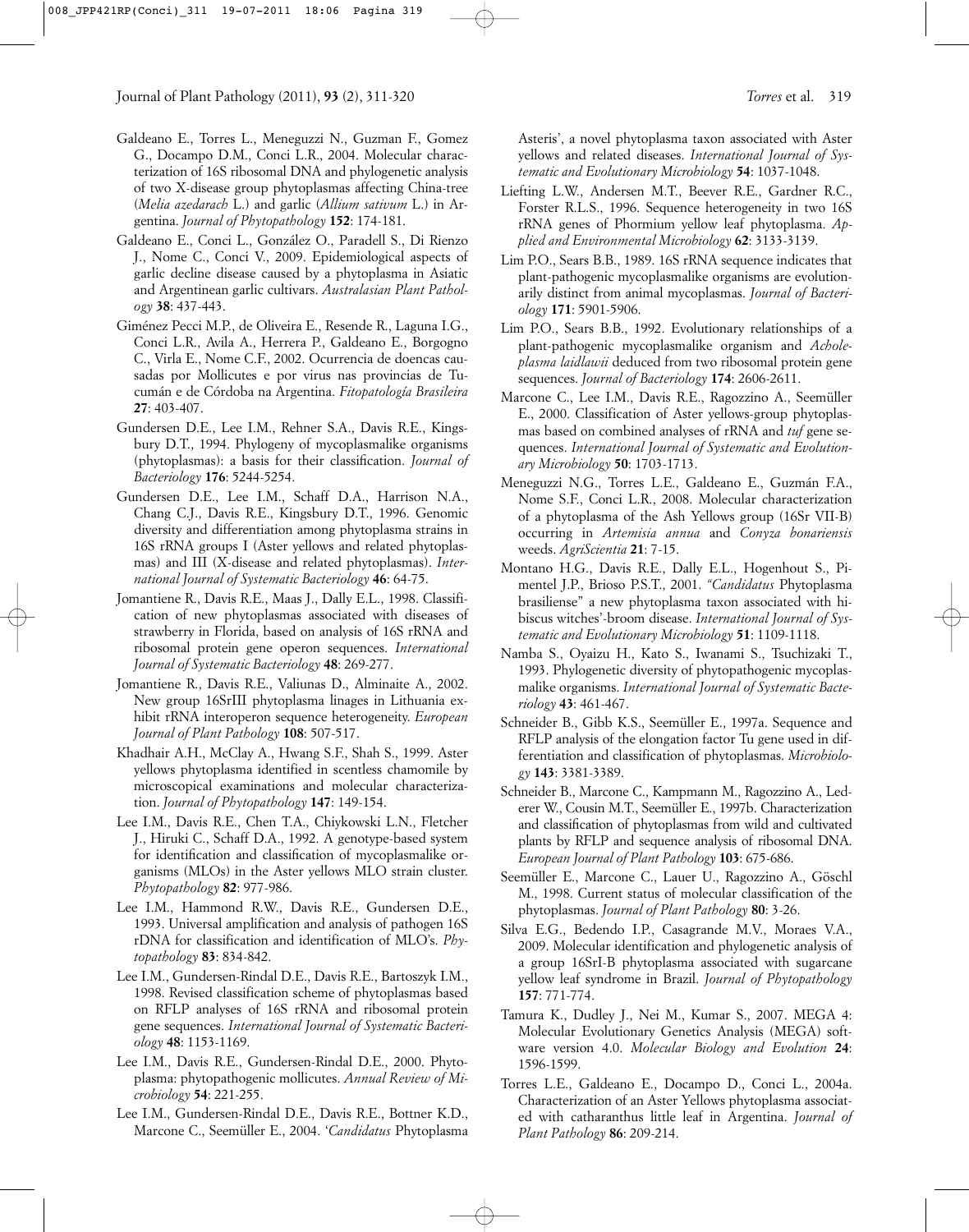Galdeano E., Torres L., Meneguzzi N., Guzman F., Gomez G., Docampo D.M., Conci L.R., 2004. Molecular characterization of 16S ribosomal DNA and phylogenetic analysis of two X-disease group phytoplasmas affecting China-tree (*Melia azedarach* L.) and garlic (*Allium sativum* L.) in Argentina. *Journal of Phytopathology* **152**: 174-181.

Galdeano E., Conci L., González O., Paradell S., Di Rienzo J., Nome C., Conci V., 2009. Epidemiological aspects of garlic decline disease caused by a phytoplasma in Asiatic and Argentinean garlic cultivars. *Australasian Plant Pathology* **38**: 437-443.

Giménez Pecci M.P., de Oliveira E., Resende R., Laguna I.G., Conci L.R., Avila A., Herrera P., Galdeano E., Borgogno C., Virla E., Nome C.F., 2002. Ocurrencia de doencas causadas por Mollicutes e por virus nas provincias de Tucumán e de Córdoba na Argentina. *Fitopatología Brasileira* **27**: 403-407.

Gundersen D.E., Lee I.M., Rehner S.A., Davis R.E., Kingsbury D.T., 1994. Phylogeny of mycoplasmalike organisms (phytoplasmas): a basis for their classification. *Journal of Bacteriology* **176**: 5244-5254.

Gundersen D.E., Lee I.M., Schaff D.A., Harrison N.A., Chang C.J., Davis R.E., Kingsbury D.T., 1996. Genomic diversity and differentiation among phytoplasma strains in 16S rRNA groups I (Aster yellows and related phytoplasmas) and III (X-disease and related phytoplasmas). *International Journal of Systematic Bacteriology* **46**: 64-75.

Jomantiene R., Davis R.E., Maas J., Dally E.L., 1998. Classification of new phytoplasmas associated with diseases of strawberry in Florida, based on analysis of 16S rRNA and ribosomal protein gene operon sequences. *International Journal of Systematic Bacteriology* **48**: 269-277.

Jomantiene R., Davis R.E., Valiunas D., Alminaite A., 2002. New group 16SrIII phytoplasma linages in Lithuania exhibit rRNA interoperon sequence heterogeneity. *European Journal of Plant Pathology* **108**: 507-517.

Khadhair A.H., McClay A., Hwang S.F., Shah S., 1999. Aster yellows phytoplasma identified in scentless chamomile by microscopical examinations and molecular characterization. *Journal of Phytopathology* **147**: 149-154.

Lee I.M., Davis R.E., Chen T.A., Chiykowski L.N., Fletcher J., Hiruki C., Schaff D.A., 1992. A genotype-based system for identification and classification of mycoplasmalike organisms (MLOs) in the Aster yellows MLO strain cluster. *Phytopathology* **82**: 977-986.

Lee I.M., Hammond R.W., Davis R.E., Gundersen D.E., 1993. Universal amplification and analysis of pathogen 16S rDNA for classification and identification of MLO's. *Phytopathology* **83**: 834-842.

Lee I.M., Gundersen-Rindal D.E., Davis R.E., Bartoszyk I.M., 1998. Revised classification scheme of phytoplasmas based on RFLP analyses of 16S rRNA and ribosomal protein gene sequences. *International Journal of Systematic Bacteriology* **48**: 1153-1169.

Lee I.M., Davis R.E., Gundersen-Rindal D.E., 2000. Phytoplasma: phytopathogenic mollicutes. *Annual Review of Microbiology* **54**: 221-255.

Lee I.M., Gundersen-Rindal D.E., Davis R.E., Bottner K.D., Marcone C., Seemüller E., 2004. '*Candidatus* Phytoplasma Asteris', a novel phytoplasma taxon associated with Aster yellows and related diseases. *International Journal of Systematic and Evolutionary Microbiology* **54**: 1037-1048.

Liefting L.W., Andersen M.T., Beever R.E., Gardner R.C., Forster R.L.S., 1996. Sequence heterogeneity in two 16S rRNA genes of Phormium yellow leaf phytoplasma. *Applied and Environmental Microbiology* **62**: 3133-3139.

Lim P.O., Sears B.B., 1989. 16S rRNA sequence indicates that plant-pathogenic mycoplasmalike organisms are evolutionarily distinct from animal mycoplasmas. *Journal of Bacteriology* **171**: 5901-5906.

Lim P.O., Sears B.B., 1992. Evolutionary relationships of a plant-pathogenic mycoplasmalike organism and *Acholeplasma laidlawii* deduced from two ribosomal protein gene sequences. *Journal of Bacteriology* **174**: 2606-2611.

Marcone C., Lee I.M., Davis R.E., Ragozzino A., Seemüller E., 2000. Classification of Aster yellows-group phytoplasmas based on combined analyses of rRNA and *tuf* gene sequences. *International Journal of Systematic and Evolutionary Microbiology* **50**: 1703-1713.

Meneguzzi N.G., Torres L.E., Galdeano E., Guzmán F.A., Nome S.F., Conci L.R., 2008. Molecular characterization of a phytoplasma of the Ash Yellows group (16Sr VII-B) occurring in *Artemisia annua* and *Conyza bonariensis* weeds. *AgriScientia* **21**: 7-15.

Montano H.G., Davis R.E., Dally E.L., Hogenhout S., Pimentel J.P., Brioso P.S.T., 2001. *"Candidatus* Phytoplasma brasiliense" a new phytoplasma taxon associated with hibiscus witches'-broom disease. *International Journal of Systematic and Evolutionary Microbiology* **51**: 1109-1118.

Namba S., Oyaizu H., Kato S., Iwanami S., Tsuchizaki T., 1993. Phylogenetic diversity of phytopathogenic mycoplasmalike organisms. *International Journal of Systematic Bacteriology* **43**: 461-467.

Schneider B., Gibb K.S., Seemüller E., 1997a. Sequence and RFLP analysis of the elongation factor Tu gene used in differentiation and classification of phytoplasmas. *Microbiology* **143**: 3381-3389.

Schneider B., Marcone C., Kampmann M., Ragozzino A., Lederer W., Cousin M.T., Seemüller E., 1997b. Characterization and classification of phytoplasmas from wild and cultivated plants by RFLP and sequence analysis of ribosomal DNA. *European Journal of Plant Pathology* **103**: 675-686.

Seemüller E., Marcone C., Lauer U., Ragozzino A., Göschl M., 1998. Current status of molecular classification of the phytoplasmas. *Journal of Plant Pathology* **80**: 3-26.

Silva E.G., Bedendo I.P., Casagrande M.V., Moraes V.A., 2009. Molecular identification and phylogenetic analysis of a group 16SrI-B phytoplasma associated with sugarcane yellow leaf syndrome in Brazil. *Journal of Phytopathology* **157**: 771-774.

Tamura K., Dudley J., Nei M., Kumar S., 2007. MEGA 4: Molecular Evolutionary Genetics Analysis (MEGA) software version 4.0. *Molecular Biology and Evolution* **24**: 1596-1599.

Torres L.E., Galdeano E., Docampo D., Conci L., 2004a. Characterization of an Aster Yellows phytoplasma associated with catharanthus little leaf in Argentina. *Journal of Plant Pathology* **86**: 209-214.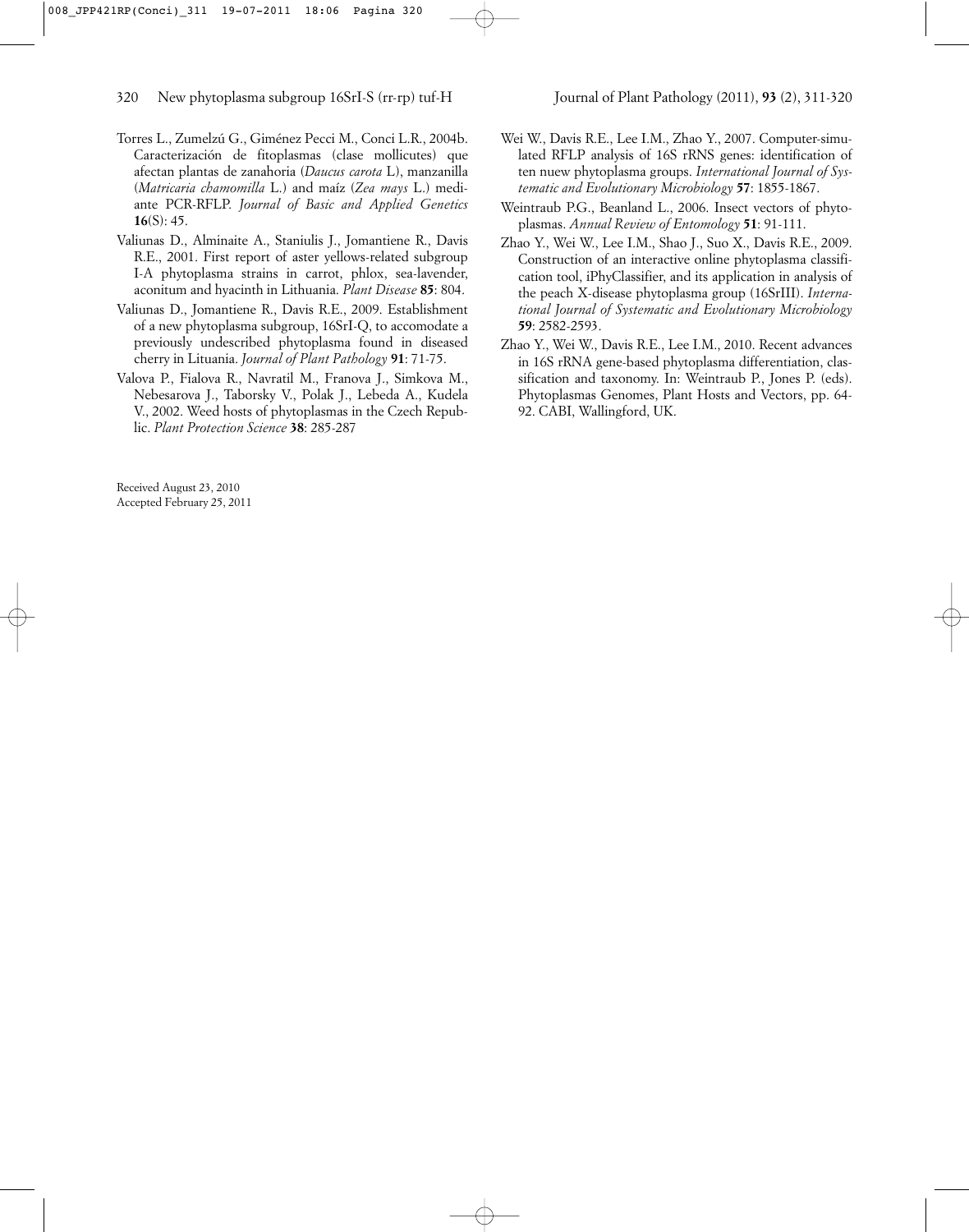Torres L., Zumelzú G., Giménez Pecci M., Conci L.R., 2004b. Caracterización de fitoplasmas (clase mollicutes) que afectan plantas de zanahoria (*Daucus carota* L), manzanilla (*Matricaria chamomilla* L.) and maíz (*Zea mays* L.) mediante PCR-RFLP. *Journal of Basic and Applied Genetics* **16**(S): 45.

Valiunas D., Alminaite A., Staniulis J., Jomantiene R., Davis R.E., 2001. First report of aster yellows-related subgroup I-A phytoplasma strains in carrot, phlox, sea-lavender, aconitum and hyacinth in Lithuania. *Plant Disease* **85**: 804.

Valiunas D., Jomantiene R., Davis R.E., 2009. Establishment of a new phytoplasma subgroup, 16SrI-Q, to accomodate a previously undescribed phytoplasma found in diseased cherry in Lituania. *Journal of Plant Pathology* **91**: 71-75.

Valova P., Fialova R., Navratil M., Franova J., Simkova M., Nebesarova J., Taborsky V., Polak J., Lebeda A., Kudela V., 2002. Weed hosts of phytoplasmas in the Czech Republic. *Plant Protection Science* **38**: 285-287

Wei W., Davis R.E., Lee I.M., Zhao Y., 2007. Computer-simulated RFLP analysis of 16S rRNS genes: identification of ten nuew phytoplasma groups. *International Journal of Systematic and Evolutionary Microbiology* **57**: 1855-1867.

Weintraub P.G., Beanland L., 2006. Insect vectors of phytoplasmas. *Annual Review of Entomology* **51**: 91-111.

Zhao Y., Wei W., Lee I.M., Shao J., Suo X., Davis R.E., 2009. Construction of an interactive online phytoplasma classification tool, iPhyClassifier, and its application in analysis of the peach X-disease phytoplasma group (16SrIII). *International Journal of Systematic and Evolutionary Microbiology* **59**: 2582-2593.

Zhao Y., Wei W., Davis R.E., Lee I.M., 2010. Recent advances in 16S rRNA gene-based phytoplasma differentiation, classification and taxonomy. In: Weintraub P., Jones P. (eds). Phytoplasmas Genomes, Plant Hosts and Vectors, pp. 64-92. CABI, Wallingford, UK.

Received August 23, 2010
Accepted February 25, 2011